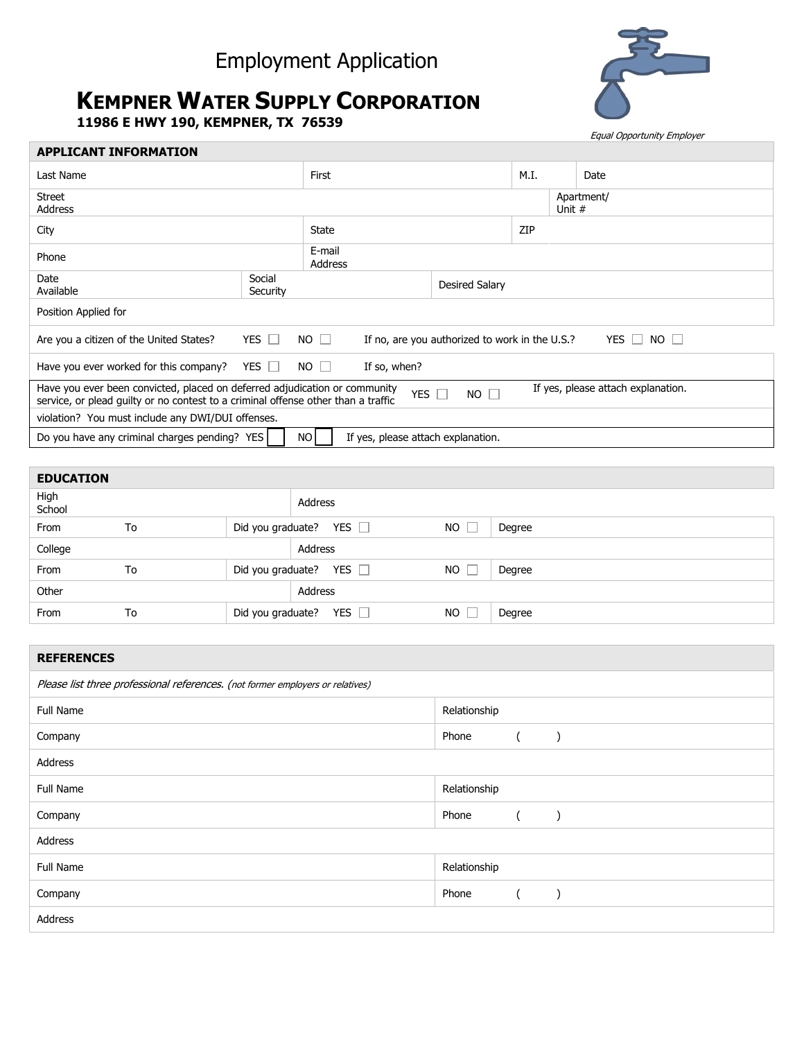# Employment Application

## KEMPNER WATER SUPPLY CORPORATION

**11986 E HWY 190, KEMPNER, TX 76539**

*Equal Opportunity Employer*

### APPLICANT INFORMATION

| Last Name | First | M.I. | Date |
|---|---|---|---|
| Street Address | | | Apartment/ Unit # |
| City | State | ZIP | |
| Phone | E-mail Address | | |
| Date Available | Social Security | Desired Salary | |
| Position Applied for | | | |

Are you a citizen of the United States? YES ☐ NO ☐ If no, are you authorized to work in the U.S.? YES ☐ NO ☐

Have you ever worked for this company? YES ☐ NO ☐ If so, when?

Have you ever been convicted, placed on deferred adjudication or community service, or plead guilty or no contest to a criminal offense other than a traffic violation? You must include any DWI/DUI offenses. YES ☐ NO ☐ If yes, please attach explanation.

Do you have any criminal charges pending? YES ☐ NO ☐ If yes, please attach explanation.

### EDUCATION

| High School | | Address | |
|---|---|---|---|
| From | To | Did you graduate? YES ☐ NO ☐ | Degree |
| College | | Address | |
| From | To | Did you graduate? YES ☐ NO ☐ | Degree |
| Other | | Address | |
| From | To | Did you graduate? YES ☐ NO ☐ | Degree |

### REFERENCES

*Please list three professional references. (not former employers or relatives)*

| Full Name | Relationship |
|---|---|
| Company | Phone ( ) |
| Address | |
| Full Name | Relationship |
| Company | Phone ( ) |
| Address | |
| Full Name | Relationship |
| Company | Phone ( ) |
| Address | |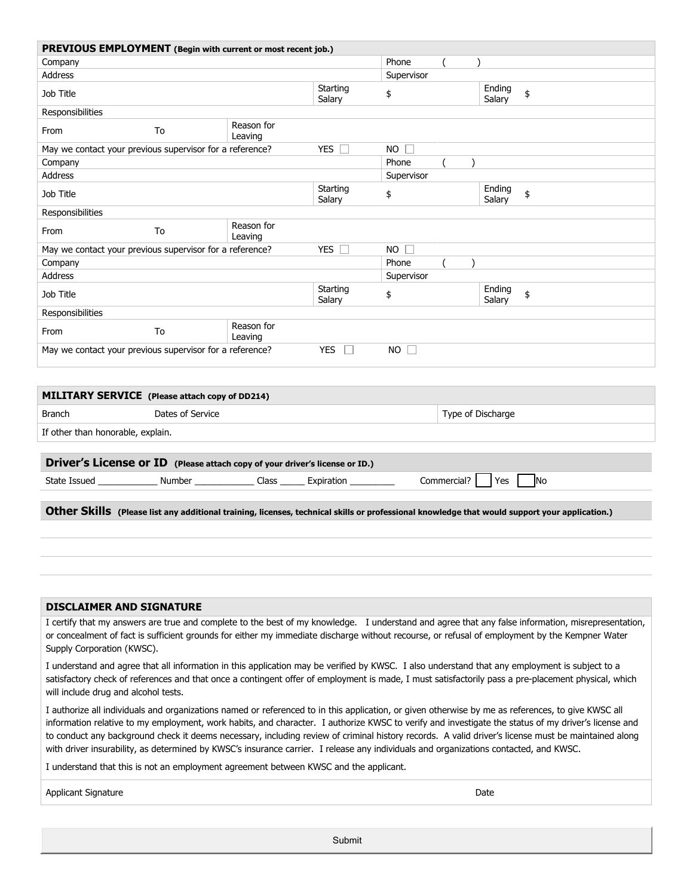## PREVIOUS EMPLOYMENT (Begin with current or most recent job.)

| | | | | | |
|---|---|---|---|---|---|
| Company | | | | Phone ( ) | |
| Address | | | | Supervisor | |
| Job Title | | | Starting Salary | $ | Ending Salary $ |
| Responsibilities | | | | | |
| From | To | Reason for Leaving | | | |
| May we contact your previous supervisor for a reference? | | | YES ☐ | NO ☐ | |
| Company | | | | Phone ( ) | |
| Address | | | | Supervisor | |
| Job Title | | | Starting Salary | $ | Ending Salary $ |
| Responsibilities | | | | | |
| From | To | Reason for Leaving | | | |
| May we contact your previous supervisor for a reference? | | | YES ☐ | NO ☐ | |
| Company | | | | Phone ( ) | |
| Address | | | | Supervisor | |
| Job Title | | | Starting Salary | $ | Ending Salary $ |
| Responsibilities | | | | | |
| From | To | Reason for Leaving | | | |
| May we contact your previous supervisor for a reference? | | | YES ☐ | NO ☐ | |

## MILITARY SERVICE (Please attach copy of DD214)

| | | |
|---|---|---|
| Branch | Dates of Service | Type of Discharge |
| If other than honorable, explain. | | |

## Driver's License or ID (Please attach copy of your driver's license or ID.)

State Issued ____________ Number ____________ Class _____ Expiration _________ Commercial? ☐ Yes ☐ No

## Other Skills (Please list any additional training, licenses, technical skills or professional knowledge that would support your application.)

## DISCLAIMER AND SIGNATURE

I certify that my answers are true and complete to the best of my knowledge. I understand and agree that any false information, misrepresentation, or concealment of fact is sufficient grounds for either my immediate discharge without recourse, or refusal of employment by the Kempner Water Supply Corporation (KWSC).

I understand and agree that all information in this application may be verified by KWSC. I also understand that any employment is subject to a satisfactory check of references and that once a contingent offer of employment is made, I must satisfactorily pass a pre-placement physical, which will include drug and alcohol tests.

I authorize all individuals and organizations named or referenced to in this application, or given otherwise by me as references, to give KWSC all information relative to my employment, work habits, and character. I authorize KWSC to verify and investigate the status of my driver's license and to conduct any background check it deems necessary, including review of criminal history records. A valid driver's license must be maintained along with driver insurability, as determined by KWSC's insurance carrier. I release any individuals and organizations contacted, and KWSC.

I understand that this is not an employment agreement between KWSC and the applicant.

| | |
|---|---|
| Applicant Signature | Date |

Submit